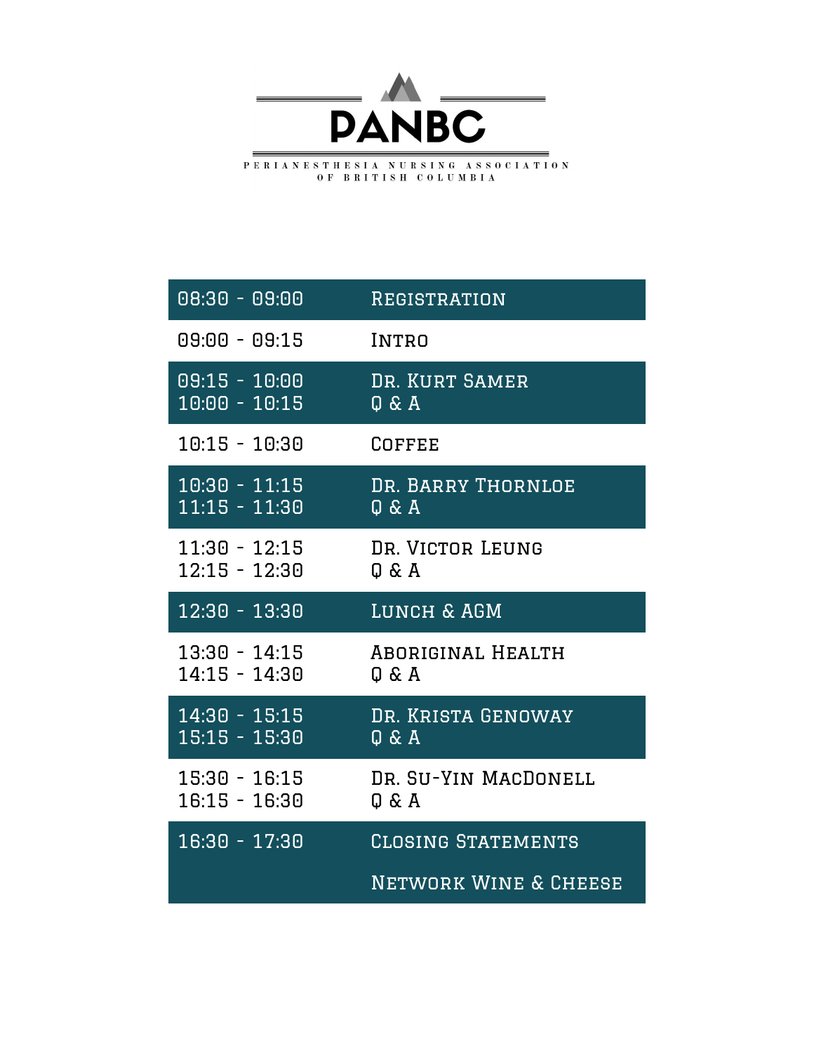# PANBC

PERIANESTHESIA NURSING ASSOCIATION OF BRITISH COLUMBIA

| | |
|---|---|
| 08:30 - 09:00 | Registration |
| 09:00 - 09:15 | Intro |
| 09:15 - 10:00<br>10:00 - 10:15 | Dr. Kurt Samer<br>Q & A |
| 10:15 - 10:30 | Coffee |
| 10:30 - 11:15<br>11:15 - 11:30 | Dr. Barry Thornloe<br>Q & A |
| 11:30 - 12:15<br>12:15 - 12:30 | Dr. Victor Leung<br>Q & A |
| 12:30 - 13:30 | Lunch & AGM |
| 13:30 - 14:15<br>14:15 - 14:30 | Aboriginal Health<br>Q & A |
| 14:30 - 15:15<br>15:15 - 15:30 | Dr. Krista Genoway<br>Q & A |
| 15:30 - 16:15<br>16:15 - 16:30 | Dr. Su-Yin MacDonell<br>Q & A |
| 16:30 - 17:30 | Closing Statements<br><br>Network Wine & Cheese |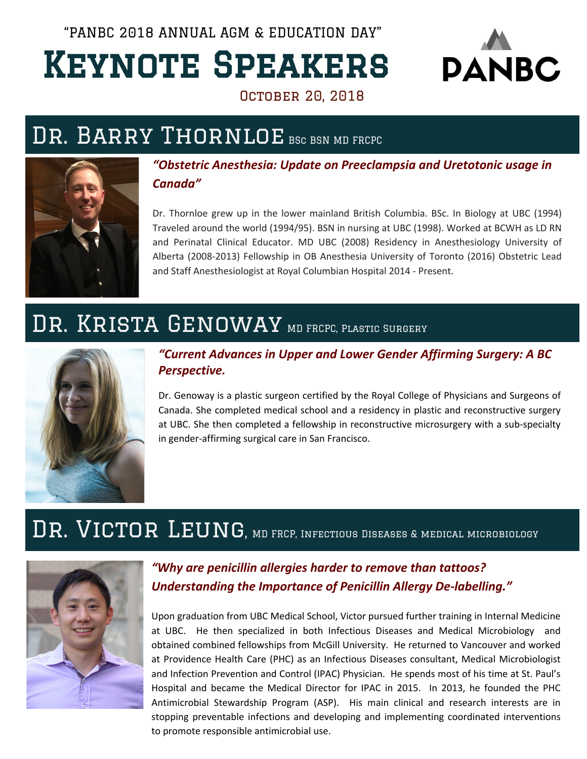"PANBC 2018 ANNUAL AGM & EDUCATION DAY"

# Keynote Speakers

PANBC

October 20, 2018

## Dr. Barry Thornloe BSc BSN MD FRCPC

***"Obstetric Anesthesia: Update on Preeclampsia and Uretotonic usage in Canada"***

Dr. Thornloe grew up in the lower mainland British Columbia. BSc. In Biology at UBC (1994) Traveled around the world (1994/95). BSN in nursing at UBC (1998). Worked at BCWH as LD RN and Perinatal Clinical Educator. MD UBC (2008) Residency in Anesthesiology University of Alberta (2008-2013) Fellowship in OB Anesthesia University of Toronto (2016) Obstetric Lead and Staff Anesthesiologist at Royal Columbian Hospital 2014 - Present.

## Dr. Krista Genoway MD FRCPC, Plastic Surgery

***"Current Advances in Upper and Lower Gender Affirming Surgery: A BC Perspective.***

Dr. Genoway is a plastic surgeon certified by the Royal College of Physicians and Surgeons of Canada. She completed medical school and a residency in plastic and reconstructive surgery at UBC. She then completed a fellowship in reconstructive microsurgery with a sub-specialty in gender-affirming surgical care in San Francisco.

## Dr. Victor Leung, MD FRCP, Infectious Diseases & medical microbiology

***"Why are penicillin allergies harder to remove than tattoos? Understanding the Importance of Penicillin Allergy De-labelling."***

Upon graduation from UBC Medical School, Victor pursued further training in Internal Medicine at UBC. He then specialized in both Infectious Diseases and Medical Microbiology and obtained combined fellowships from McGill University. He returned to Vancouver and worked at Providence Health Care (PHC) as an Infectious Diseases consultant, Medical Microbiologist and Infection Prevention and Control (IPAC) Physician. He spends most of his time at St. Paul's Hospital and became the Medical Director for IPAC in 2015. In 2013, he founded the PHC Antimicrobial Stewardship Program (ASP). His main clinical and research interests are in stopping preventable infections and developing and implementing coordinated interventions to promote responsible antimicrobial use.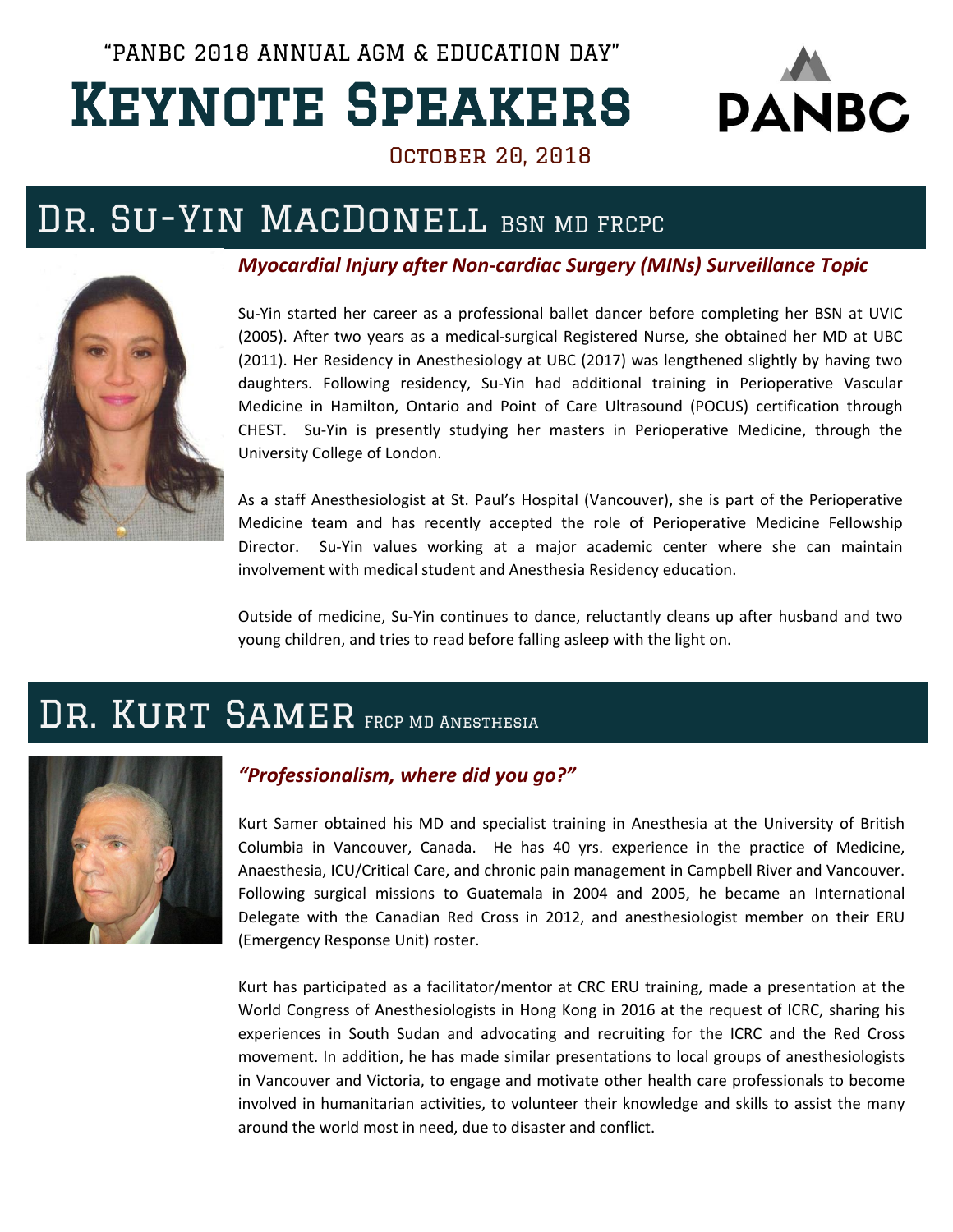"PANBC 2018 ANNUAL AGM & EDUCATION DAY"

# Keynote Speakers

PANBC

October 20, 2018

## Dr. Su-Yin MacDonell BSN MD FRCPC

***Myocardial Injury after Non-cardiac Surgery (MINs) Surveillance Topic***

Su-Yin started her career as a professional ballet dancer before completing her BSN at UVIC (2005). After two years as a medical-surgical Registered Nurse, she obtained her MD at UBC (2011). Her Residency in Anesthesiology at UBC (2017) was lengthened slightly by having two daughters. Following residency, Su-Yin had additional training in Perioperative Vascular Medicine in Hamilton, Ontario and Point of Care Ultrasound (POCUS) certification through CHEST. Su-Yin is presently studying her masters in Perioperative Medicine, through the University College of London.

As a staff Anesthesiologist at St. Paul's Hospital (Vancouver), she is part of the Perioperative Medicine team and has recently accepted the role of Perioperative Medicine Fellowship Director. Su-Yin values working at a major academic center where she can maintain involvement with medical student and Anesthesia Residency education.

Outside of medicine, Su-Yin continues to dance, reluctantly cleans up after husband and two young children, and tries to read before falling asleep with the light on.

## Dr. Kurt Samer FRCP MD Anesthesia

***"Professionalism, where did you go?"***

Kurt Samer obtained his MD and specialist training in Anesthesia at the University of British Columbia in Vancouver, Canada. He has 40 yrs. experience in the practice of Medicine, Anaesthesia, ICU/Critical Care, and chronic pain management in Campbell River and Vancouver. Following surgical missions to Guatemala in 2004 and 2005, he became an International Delegate with the Canadian Red Cross in 2012, and anesthesiologist member on their ERU (Emergency Response Unit) roster.

Kurt has participated as a facilitator/mentor at CRC ERU training, made a presentation at the World Congress of Anesthesiologists in Hong Kong in 2016 at the request of ICRC, sharing his experiences in South Sudan and advocating and recruiting for the ICRC and the Red Cross movement. In addition, he has made similar presentations to local groups of anesthesiologists in Vancouver and Victoria, to engage and motivate other health care professionals to become involved in humanitarian activities, to volunteer their knowledge and skills to assist the many around the world most in need, due to disaster and conflict.